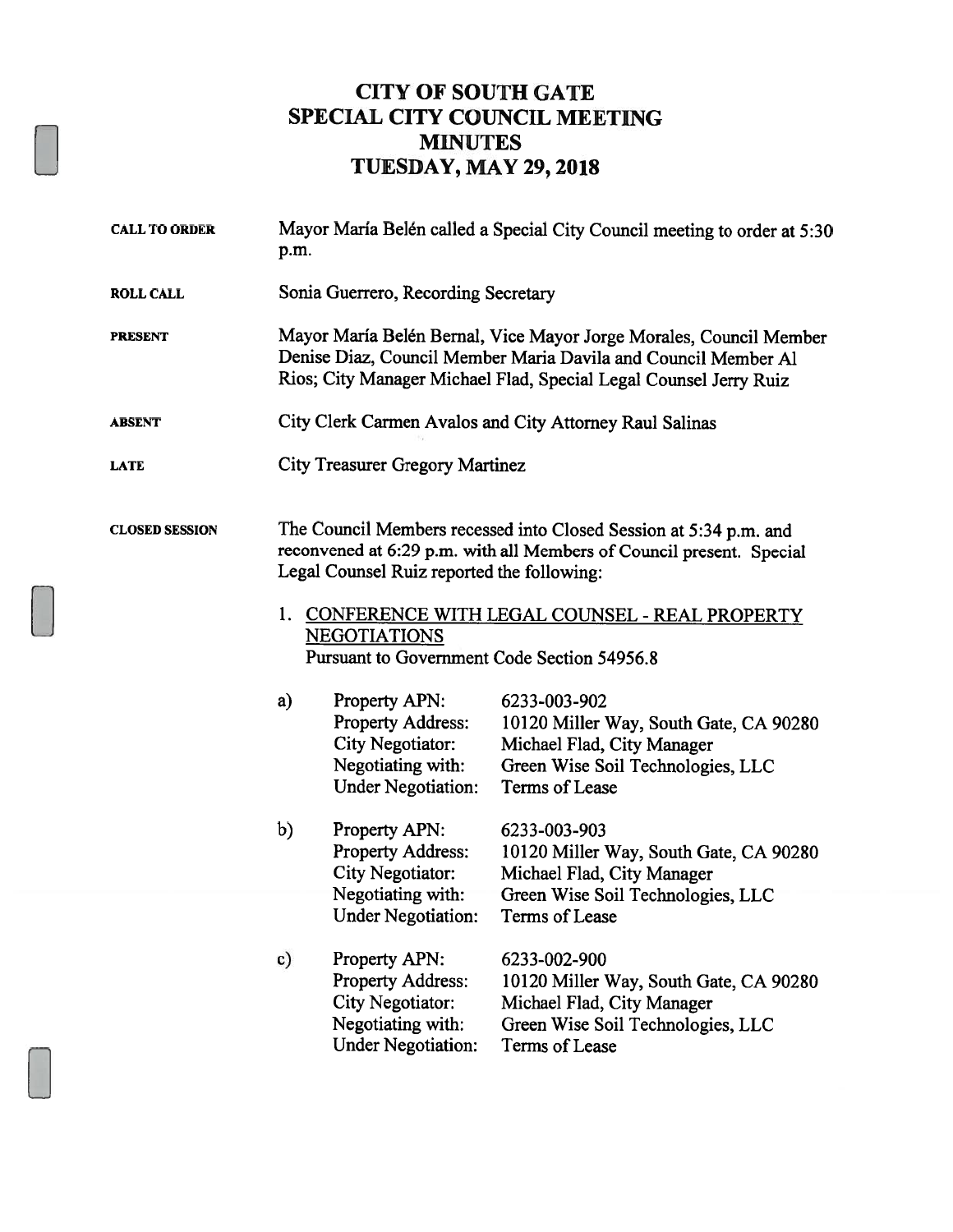# CITY OF SOUTH GATE
# SPECIAL CITY COUNCIL MEETING
# MINUTES
# TUESDAY, MAY 29, 2018

**CALL TO ORDER** Mayor María Belén called a Special City Council meeting to order at 5:30 p.m.

**ROLL CALL** Sonia Guerrero, Recording Secretary

**PRESENT** Mayor María Belén Bernal, Vice Mayor Jorge Morales, Council Member Denise Diaz, Council Member Maria Davila and Council Member Al Rios; City Manager Michael Flad, Special Legal Counsel Jerry Ruiz

**ABSENT** City Clerk Carmen Avalos and City Attorney Raul Salinas

**LATE** City Treasurer Gregory Martinez

**CLOSED SESSION** The Council Members recessed into Closed Session at 5:34 p.m. and reconvened at 6:29 p.m. with all Members of Council present. Special Legal Counsel Ruiz reported the following:

1. <u>CONFERENCE WITH LEGAL COUNSEL - REAL PROPERTY NEGOTIATIONS</u>
   Pursuant to Government Code Section 54956.8

   a) Property APN: 6233-003-902
      Property Address: 10120 Miller Way, South Gate, CA 90280
      City Negotiator: Michael Flad, City Manager
      Negotiating with: Green Wise Soil Technologies, LLC
      Under Negotiation: Terms of Lease

   b) Property APN: 6233-003-903
      Property Address: 10120 Miller Way, South Gate, CA 90280
      City Negotiator: Michael Flad, City Manager
      Negotiating with: Green Wise Soil Technologies, LLC
      Under Negotiation: Terms of Lease

   c) Property APN: 6233-002-900
      Property Address: 10120 Miller Way, South Gate, CA 90280
      City Negotiator: Michael Flad, City Manager
      Negotiating with: Green Wise Soil Technologies, LLC
      Under Negotiation: Terms of Lease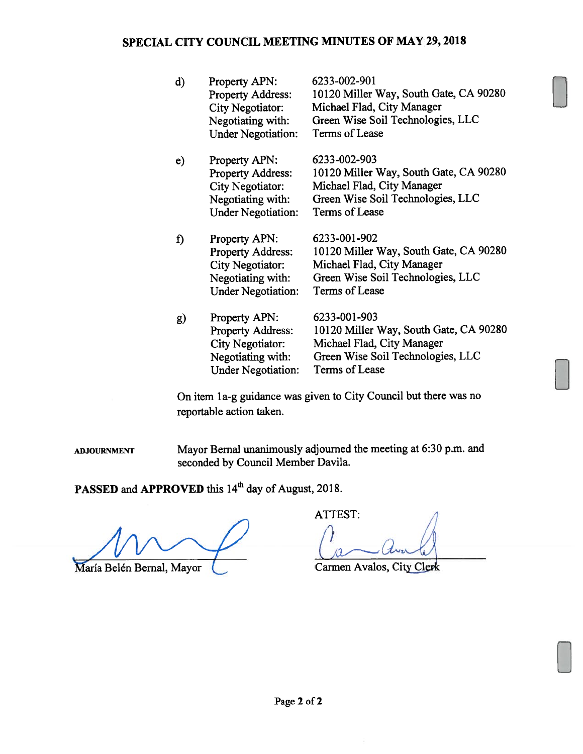d) Property APN: 6233-002-901
Property Address: 10120 Miller Way, South Gate, CA 90280
City Negotiator: Michael Flad, City Manager
Negotiating with: Green Wise Soil Technologies, LLC
Under Negotiation: Terms of Lease

e) Property APN: 6233-002-903
Property Address: 10120 Miller Way, South Gate, CA 90280
City Negotiator: Michael Flad, City Manager
Negotiating with: Green Wise Soil Technologies, LLC
Under Negotiation: Terms of Lease

f) Property APN: 6233-001-902
Property Address: 10120 Miller Way, South Gate, CA 90280
City Negotiator: Michael Flad, City Manager
Negotiating with: Green Wise Soil Technologies, LLC
Under Negotiation: Terms of Lease

g) Property APN: 6233-001-903
Property Address: 10120 Miller Way, South Gate, CA 90280
City Negotiator: Michael Flad, City Manager
Negotiating with: Green Wise Soil Technologies, LLC
Under Negotiation: Terms of Lease

On item 1a-g guidance was given to City Council but there was no reportable action taken.

**ADJOURNMENT** Mayor Bernal unanimously adjourned the meeting at 6:30 p.m. and seconded by Council Member Davila.

**PASSED** and **APPROVED** this 14th day of August, 2018.

María Belén Bernal, Mayor

ATTEST:

Carmen Avalos, City Clerk